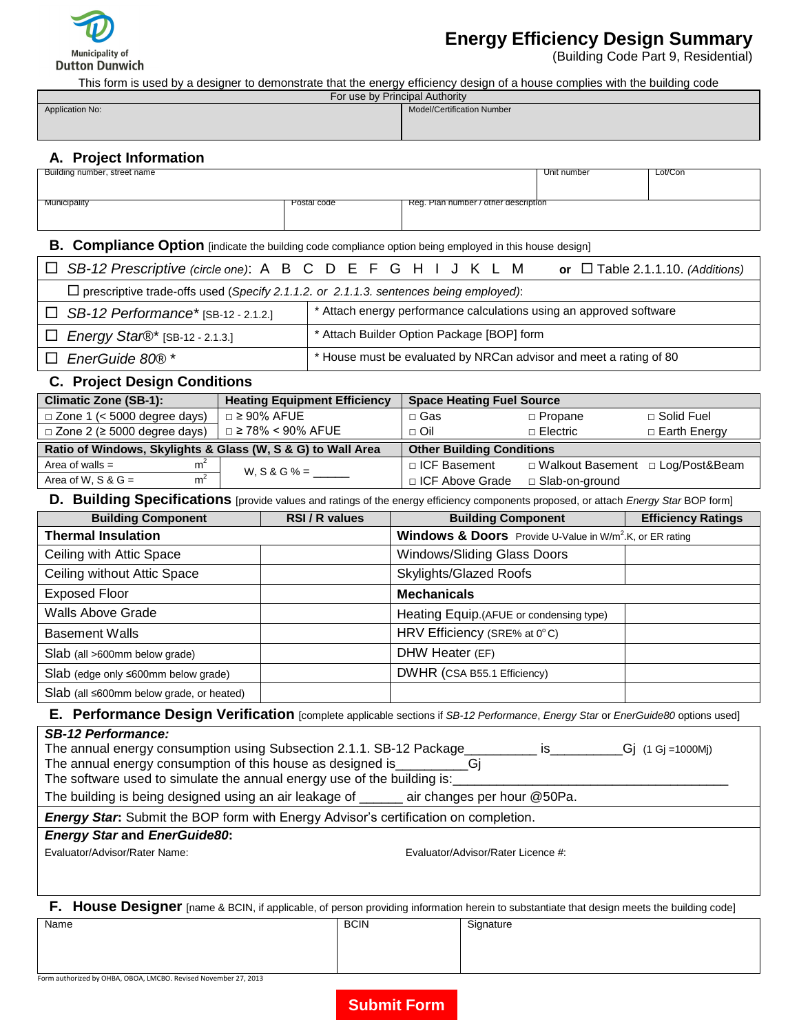Municipality of Dutton Dunwich

# Energy Efficiency Design Summary

(Building Code Part 9, Residential)

This form is used by a designer to demonstrate that the energy efficiency design of a house complies with the building code

| For use by Principal Authority | |
|---|---|
| Application No: | Model/Certification Number |

## A. Project Information

| Building number, street name | | Unit number | Lot/Con |
|---|---|---|---|
| Municipality | Postal code | Reg. Plan number / other description | |

## B. Compliance Option [indicate the building code compliance option being employed in this house design]

| | |
|---|---|
| ☐ *SB-12 Prescriptive* (*circle one*): A B C D E F G H I J K L M **or** ☐ Table 2.1.1.10. (*Additions*) | |
| ☐ prescriptive trade-offs used (*Specify 2.1.1.2. or 2.1.1.3. sentences being employed*): | |
| ☐ *SB-12 Performance** [SB-12 - 2.1.2.] | * Attach energy performance calculations using an approved software |
| ☐ *Energy Star®** [SB-12 - 2.1.3.] | * Attach Builder Option Package [BOP] form |
| ☐ *EnerGuide 80®* * | * House must be evaluated by NRCan advisor and meet a rating of 80 |

## C. Project Design Conditions

| Climatic Zone (SB-1): | Heating Equipment Efficiency | Space Heating Fuel Source | | |
|---|---|---|---|---|
| □ Zone 1 (< 5000 degree days) | □ ≥ 90% AFUE | □ Gas | □ Propane | □ Solid Fuel |
| □ Zone 2 (≥ 5000 degree days) | □ ≥ 78% < 90% AFUE | □ Oil | □ Electric | □ Earth Energy |
| **Ratio of Windows, Skylights & Glass (W, S & G) to Wall Area** | | **Other Building Conditions** | | |
| Area of walls = $m^2$ | W, S & G % = ______ | □ ICF Basement | □ Walkout Basement | □ Log/Post&Beam |
| Area of W, S & G = $m^2$ | | □ ICF Above Grade | □ Slab-on-ground | |

## D. Building Specifications [provide values and ratings of the energy efficiency components proposed, or attach *Energy Star* BOP form]

| Building Component | RSI / R values | Building Component | Efficiency Ratings |
|---|---|---|---|
| **Thermal Insulation** | | **Windows & Doors** Provide U-Value in $W/m^2.K$, or ER rating | |
| Ceiling with Attic Space | | Windows/Sliding Glass Doors | |
| Ceiling without Attic Space | | Skylights/Glazed Roofs | |
| Exposed Floor | | **Mechanicals** | |
| Walls Above Grade | | Heating Equip.(AFUE or condensing type) | |
| Basement Walls | | HRV Efficiency (SRE% at 0°C) | |
| Slab (all >600mm below grade) | | DHW Heater (EF) | |
| Slab (edge only ≤600mm below grade) | | DWHR (CSA B55.1 Efficiency) | |
| Slab (all ≤600mm below grade, or heated) | | | |

## E. Performance Design Verification [complete applicable sections if *SB-12 Performance*, *Energy Star* or *EnerGuide80* options used]

***SB-12 Performance:***

The annual energy consumption using Subsection 2.1.1. SB-12 Package__________ is__________Gj (1 Gj =1000Mj)

The annual energy consumption of this house as designed is__________Gj

The software used to simulate the annual energy use of the building is:________________________________________

The building is being designed using an air leakage of ______ air changes per hour @50Pa.

***Energy Star*:** Submit the BOP form with Energy Advisor's certification on completion.

***Energy Star* and *EnerGuide80*:**

Evaluator/Advisor/Rater Name: Evaluator/Advisor/Rater Licence #:

## F. House Designer [name & BCIN, if applicable, of person providing information herein to substantiate that design meets the building code]

| Name | BCIN | Signature |
|---|---|---|
| | | |

Form authorized by OHBA, OBOA, LMCBO. Revised November 27, 2013

Submit Form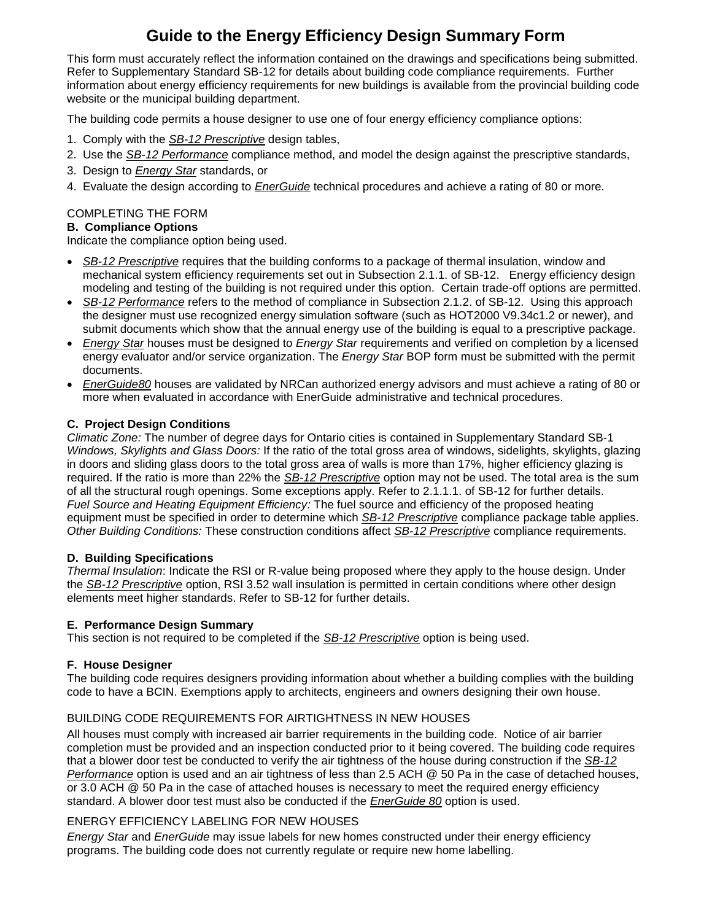# Guide to the Energy Efficiency Design Summary Form

This form must accurately reflect the information contained on the drawings and specifications being submitted. Refer to Supplementary Standard SB-12 for details about building code compliance requirements. Further information about energy efficiency requirements for new buildings is available from the provincial building code website or the municipal building department.

The building code permits a house designer to use one of four energy efficiency compliance options:

1. Comply with the *SB-12 Prescriptive* design tables,
2. Use the *SB-12 Performance* compliance method, and model the design against the prescriptive standards,
3. Design to *Energy Star* standards, or
4. Evaluate the design according to *EnerGuide* technical procedures and achieve a rating of 80 or more.

COMPLETING THE FORM

**B. Compliance Options**

Indicate the compliance option being used.

- *SB-12 Prescriptive* requires that the building conforms to a package of thermal insulation, window and mechanical system efficiency requirements set out in Subsection 2.1.1. of SB-12. Energy efficiency design modeling and testing of the building is not required under this option. Certain trade-off options are permitted.
- *SB-12 Performance* refers to the method of compliance in Subsection 2.1.2. of SB-12. Using this approach the designer must use recognized energy simulation software (such as HOT2000 V9.34c1.2 or newer), and submit documents which show that the annual energy use of the building is equal to a prescriptive package.
- *Energy Star* houses must be designed to *Energy Star* requirements and verified on completion by a licensed energy evaluator and/or service organization. The *Energy Star* BOP form must be submitted with the permit documents.
- *EnerGuide80* houses are validated by NRCan authorized energy advisors and must achieve a rating of 80 or more when evaluated in accordance with EnerGuide administrative and technical procedures.

**C. Project Design Conditions**

*Climatic Zone:* The number of degree days for Ontario cities is contained in Supplementary Standard SB-1
*Windows, Skylights and Glass Doors:* If the ratio of the total gross area of windows, sidelights, skylights, glazing in doors and sliding glass doors to the total gross area of walls is more than 17%, higher efficiency glazing is required. If the ratio is more than 22% the *SB-12 Prescriptive* option may not be used. The total area is the sum of all the structural rough openings. Some exceptions apply. Refer to 2.1.1.1. of SB-12 for further details.
*Fuel Source and Heating Equipment Efficiency:* The fuel source and efficiency of the proposed heating equipment must be specified in order to determine which *SB-12 Prescriptive* compliance package table applies.
*Other Building Conditions:* These construction conditions affect *SB-12 Prescriptive* compliance requirements.

**D. Building Specifications**

*Thermal Insulation*: Indicate the RSI or R-value being proposed where they apply to the house design. Under the *SB-12 Prescriptive* option, RSI 3.52 wall insulation is permitted in certain conditions where other design elements meet higher standards. Refer to SB-12 for further details.

**E. Performance Design Summary**

This section is not required to be completed if the *SB-12 Prescriptive* option is being used.

**F. House Designer**

The building code requires designers providing information about whether a building complies with the building code to have a BCIN. Exemptions apply to architects, engineers and owners designing their own house.

BUILDING CODE REQUIREMENTS FOR AIRTIGHTNESS IN NEW HOUSES

All houses must comply with increased air barrier requirements in the building code. Notice of air barrier completion must be provided and an inspection conducted prior to it being covered. The building code requires that a blower door test be conducted to verify the air tightness of the house during construction if the *SB-12 Performance* option is used and an air tightness of less than 2.5 ACH @ 50 Pa in the case of detached houses, or 3.0 ACH @ 50 Pa in the case of attached houses is necessary to meet the required energy efficiency standard. A blower door test must also be conducted if the *EnerGuide 80* option is used.

ENERGY EFFICIENCY LABELING FOR NEW HOUSES

*Energy Star* and *EnerGuide* may issue labels for new homes constructed under their energy efficiency programs. The building code does not currently regulate or require new home labelling.